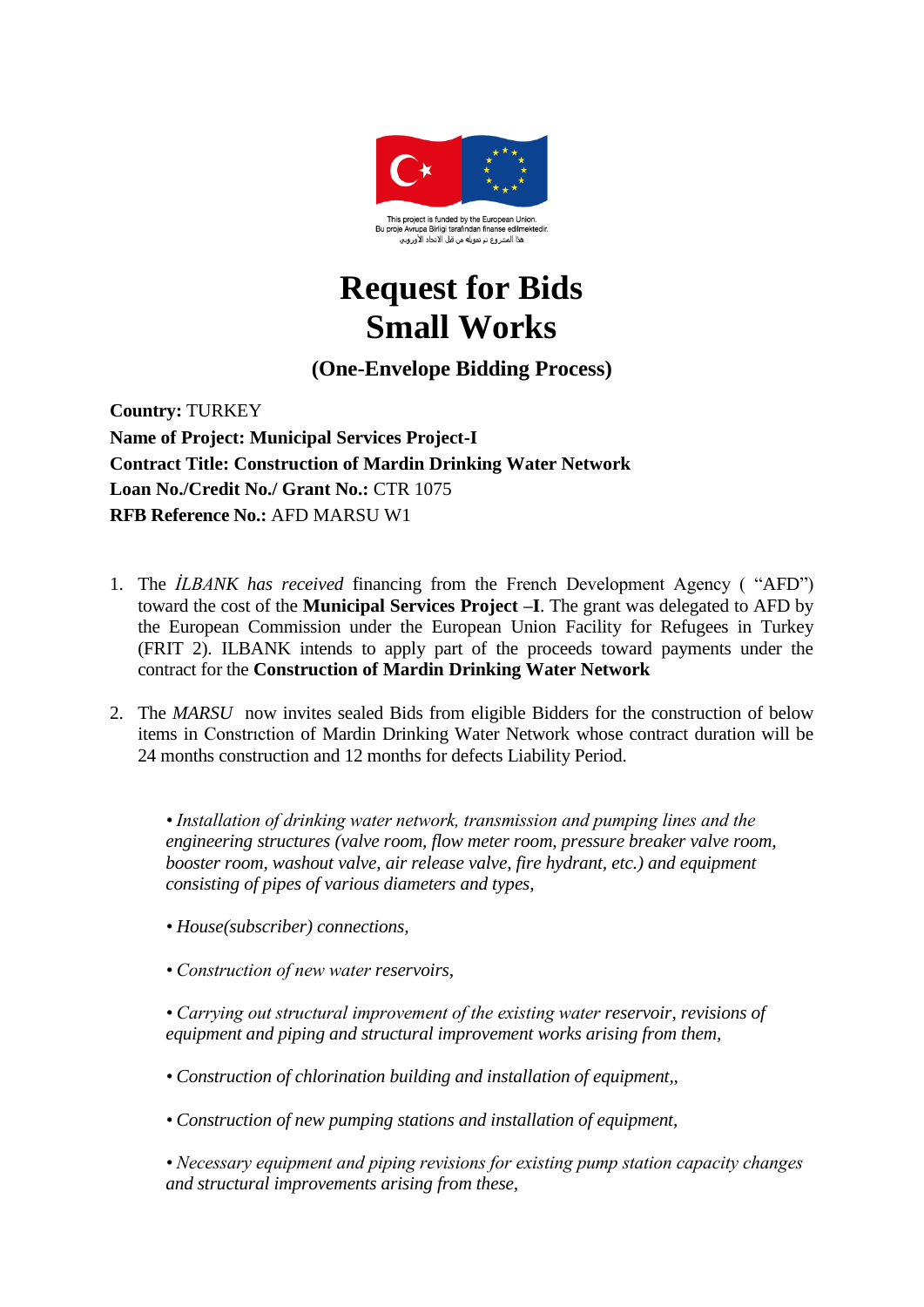This project is funded by the European Union.
Bu proje Avrupa Birliği tarafından finanse edilmektedir.
هذا المشروع تم تمويله من قبل الاتحاد الأوروبي

# Request for Bids
# Small Works

## (One-Envelope Bidding Process)

**Country:** TURKEY
**Name of Project: Municipal Services Project-I**
**Contract Title: Construction of Mardin Drinking Water Network**
**Loan No./Credit No./ Grant No.:** CTR 1075
**RFB Reference No.:** AFD MARSU W1

1. The *İLBANK has received* financing from the French Development Agency ( "AFD") toward the cost of the **Municipal Services Project –I**. The grant was delegated to AFD by the European Commission under the European Union Facility for Refugees in Turkey (FRIT 2). ILBANK intends to apply part of the proceeds toward payments under the contract for the **Construction of Mardin Drinking Water Network**

2. The *MARSU* now invites sealed Bids from eligible Bidders for the construction of below items in Constrıction of Mardin Drinking Water Network whose contract duration will be 24 months construction and 12 months for defects Liability Period.

   *• Installation of drinking water network, transmission and pumping lines and the engineering structures (valve room, flow meter room, pressure breaker valve room, booster room, washout valve, air release valve, fire hydrant, etc.) and equipment consisting of pipes of various diameters and types,*

   *• House(subscriber) connections,*

   *• Construction of new water reservoirs,*

   *• Carrying out structural improvement of the existing water reservoir, revisions of equipment and piping and structural improvement works arising from them,*

   *• Construction of chlorination building and installation of equipment,,*

   *• Construction of new pumping stations and installation of equipment,*

   *• Necessary equipment and piping revisions for existing pump station capacity changes and structural improvements arising from these,*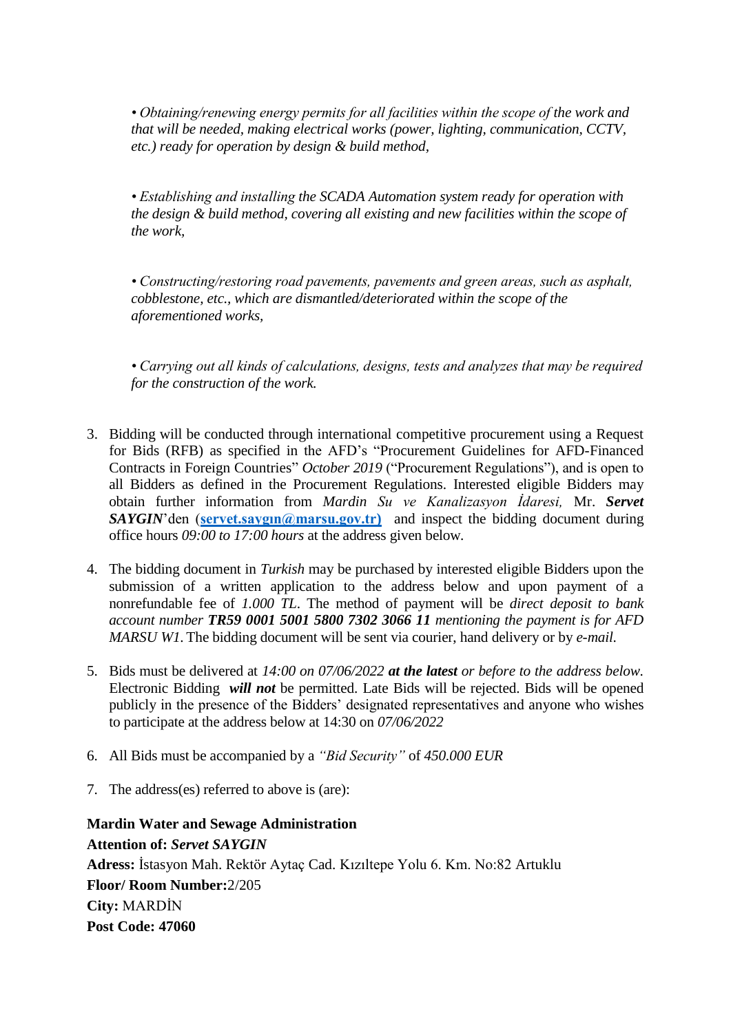*• Obtaining/renewing energy permits for all facilities within the scope of the work and that will be needed, making electrical works (power, lighting, communication, CCTV, etc.) ready for operation by design & build method,*

*• Establishing and installing the SCADA Automation system ready for operation with the design & build method, covering all existing and new facilities within the scope of the work,*

*• Constructing/restoring road pavements, pavements and green areas, such as asphalt, cobblestone, etc., which are dismantled/deteriorated within the scope of the aforementioned works,*

*• Carrying out all kinds of calculations, designs, tests and analyzes that may be required for the construction of the work.*

3. Bidding will be conducted through international competitive procurement using a Request for Bids (RFB) as specified in the AFD's "Procurement Guidelines for AFD-Financed Contracts in Foreign Countries" *October 2019* ("Procurement Regulations"), and is open to all Bidders as defined in the Procurement Regulations. Interested eligible Bidders may obtain further information from *Mardin Su ve Kanalizasyon İdaresi,* Mr. ***Servet SAYGIN***'den (**servet.saygın@marsu.gov.tr)** and inspect the bidding document during office hours *09:00 to 17:00 hours* at the address given below.

4. The bidding document in *Turkish* may be purchased by interested eligible Bidders upon the submission of a written application to the address below and upon payment of a nonrefundable fee of *1.000 TL*. The method of payment will be *direct deposit to bank account number **TR59 0001 5001 5800 7302 3066 11** mentioning the payment is for AFD MARSU W1*. The bidding document will be sent via courier, hand delivery or by *e-mail.*

5. Bids must be delivered at *14:00 on 07/06/2022* ***at the latest*** *or before to the address below.* Electronic Bidding ***will not*** be permitted. Late Bids will be rejected. Bids will be opened publicly in the presence of the Bidders' designated representatives and anyone who wishes to participate at the address below at 14:30 on *07/06/2022*

6. All Bids must be accompanied by a *"Bid Security"* of *450.000 EUR*

7. The address(es) referred to above is (are):

**Mardin Water and Sewage Administration**
**Attention of:** ***Servet SAYGIN***
**Adress:** İstasyon Mah. Rektör Aytaç Cad. Kızıltepe Yolu 6. Km. No:82 Artuklu
**Floor/ Room Number:**2/205
**City:** MARDİN
**Post Code: 47060**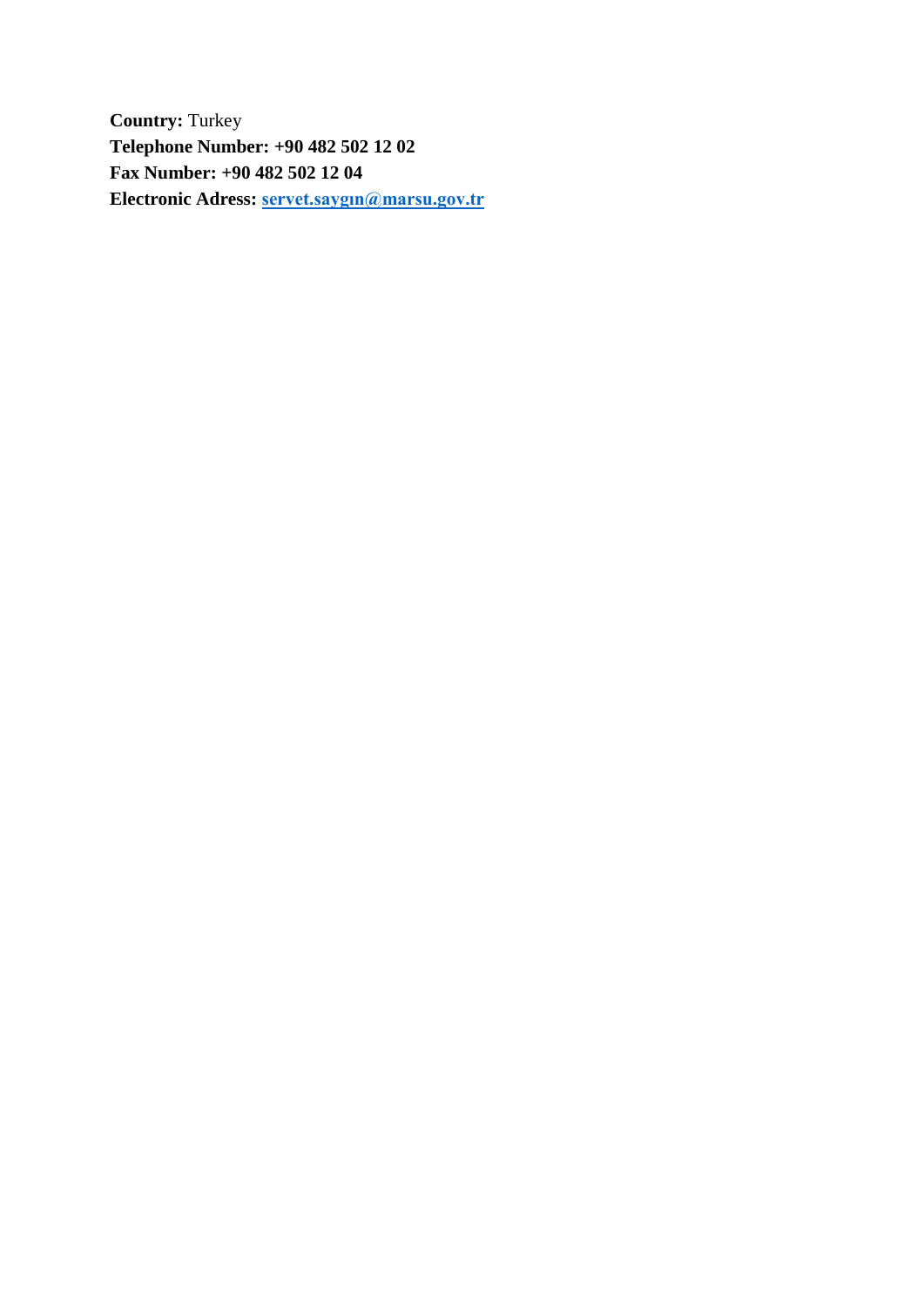**Country:** Turkey
**Telephone Number: +90 482 502 12 02**
**Fax Number: +90 482 502 12 04**
**Electronic Adress: servet.saygın@marsu.gov.tr**